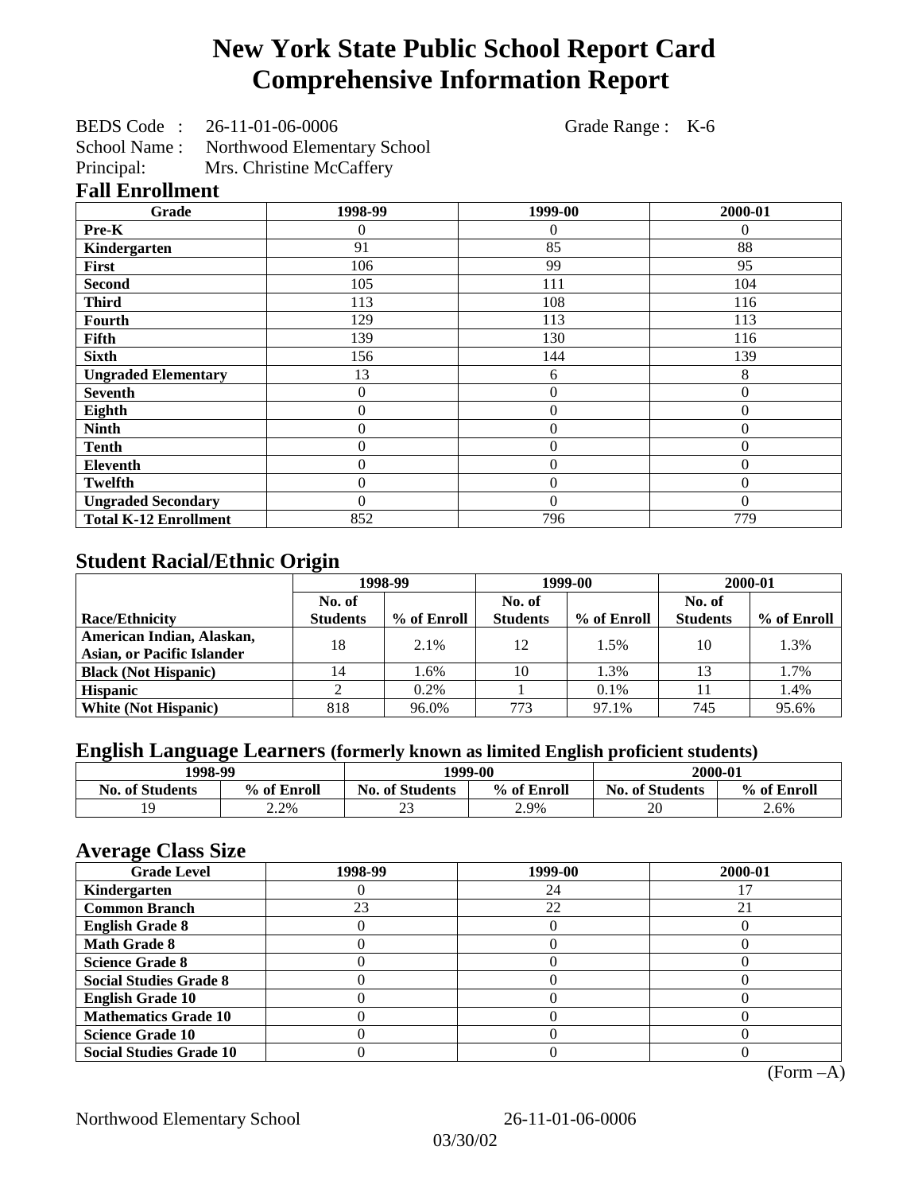# New York State Public School Report Card
# Comprehensive Information Report

BEDS Code : 26-11-01-06-0006 Grade Range : K-6
School Name : Northwood Elementary School
Principal: Mrs. Christine McCaffery

## Fall Enrollment

| Grade | 1998-99 | 1999-00 | 2000-01 |
|---|---|---|---|
| Pre-K | 0 | 0 | 0 |
| Kindergarten | 91 | 85 | 88 |
| First | 106 | 99 | 95 |
| Second | 105 | 111 | 104 |
| Third | 113 | 108 | 116 |
| Fourth | 129 | 113 | 113 |
| Fifth | 139 | 130 | 116 |
| Sixth | 156 | 144 | 139 |
| Ungraded Elementary | 13 | 6 | 8 |
| Seventh | 0 | 0 | 0 |
| Eighth | 0 | 0 | 0 |
| Ninth | 0 | 0 | 0 |
| Tenth | 0 | 0 | 0 |
| Eleventh | 0 | 0 | 0 |
| Twelfth | 0 | 0 | 0 |
| Ungraded Secondary | 0 | 0 | 0 |
| Total K-12 Enrollment | 852 | 796 | 779 |

## Student Racial/Ethnic Origin

| | 1998-99 | | 1999-00 | | 2000-01 | |
|---|---|---|---|---|---|---|
| Race/Ethnicity | No. of Students | % of Enroll | No. of Students | % of Enroll | No. of Students | % of Enroll |
| American Indian, Alaskan, Asian, or Pacific Islander | 18 | 2.1% | 12 | 1.5% | 10 | 1.3% |
| Black (Not Hispanic) | 14 | 1.6% | 10 | 1.3% | 13 | 1.7% |
| Hispanic | 2 | 0.2% | 1 | 0.1% | 11 | 1.4% |
| White (Not Hispanic) | 818 | 96.0% | 773 | 97.1% | 745 | 95.6% |

## English Language Learners (formerly known as limited English proficient students)

| 1998-99 | | 1999-00 | | 2000-01 | |
|---|---|---|---|---|---|
| No. of Students | % of Enroll | No. of Students | % of Enroll | No. of Students | % of Enroll |
| 19 | 2.2% | 23 | 2.9% | 20 | 2.6% |

## Average Class Size

| Grade Level | 1998-99 | 1999-00 | 2000-01 |
|---|---|---|---|
| Kindergarten | 0 | 24 | 17 |
| Common Branch | 23 | 22 | 21 |
| English Grade 8 | 0 | 0 | 0 |
| Math Grade 8 | 0 | 0 | 0 |
| Science Grade 8 | 0 | 0 | 0 |
| Social Studies Grade 8 | 0 | 0 | 0 |
| English Grade 10 | 0 | 0 | 0 |
| Mathematics Grade 10 | 0 | 0 | 0 |
| Science Grade 10 | 0 | 0 | 0 |
| Social Studies Grade 10 | 0 | 0 | 0 |

(Form –A)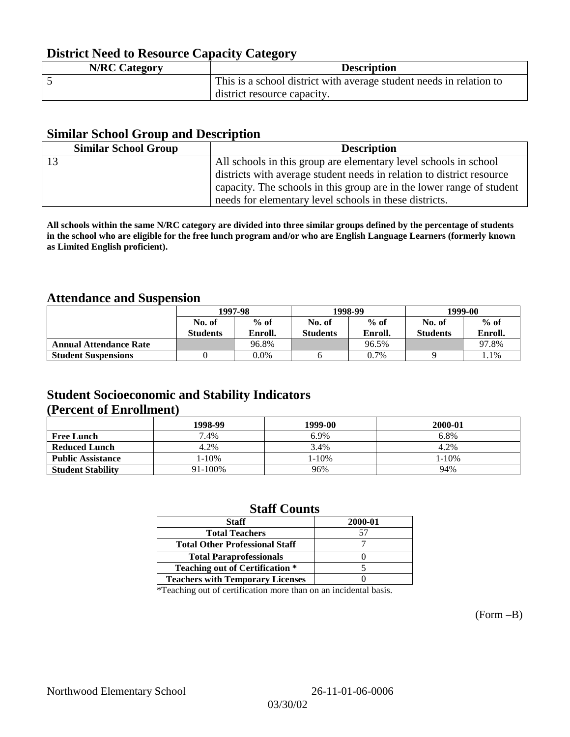## District Need to Resource Capacity Category

| N/RC Category | Description |
|---|---|
| 5 | This is a school district with average student needs in relation to district resource capacity. |

## Similar School Group and Description

| Similar School Group | Description |
|---|---|
| 13 | All schools in this group are elementary level schools in school districts with average student needs in relation to district resource capacity. The schools in this group are in the lower range of student needs for elementary level schools in these districts. |

**All schools within the same N/RC category are divided into three similar groups defined by the percentage of students in the school who are eligible for the free lunch program and/or who are English Language Learners (formerly known as Limited English proficient).**

## Attendance and Suspension

| | 1997-98 | | 1998-99 | | 1999-00 | |
|---|---|---|---|---|---|---|
| | No. of Students | % of Enroll. | No. of Students | % of Enroll. | No. of Students | % of Enroll. |
| **Annual Attendance Rate** | | 96.8% | | 96.5% | | 97.8% |
| **Student Suspensions** | 0 | 0.0% | 6 | 0.7% | 9 | 1.1% |

## Student Socioeconomic and Stability Indicators (Percent of Enrollment)

| | 1998-99 | 1999-00 | 2000-01 |
|---|---|---|---|
| **Free Lunch** | 7.4% | 6.9% | 6.8% |
| **Reduced Lunch** | 4.2% | 3.4% | 4.2% |
| **Public Assistance** | 1-10% | 1-10% | 1-10% |
| **Student Stability** | 91-100% | 96% | 94% |

## Staff Counts

| Staff | 2000-01 |
|---|---|
| Total Teachers | 57 |
| Total Other Professional Staff | 7 |
| Total Paraprofessionals | 0 |
| Teaching out of Certification * | 5 |
| Teachers with Temporary Licenses | 0 |

*Teaching out of certification more than on an incidental basis.

(Form –B)

Northwood Elementary School 26-11-01-06-0006

03/30/02